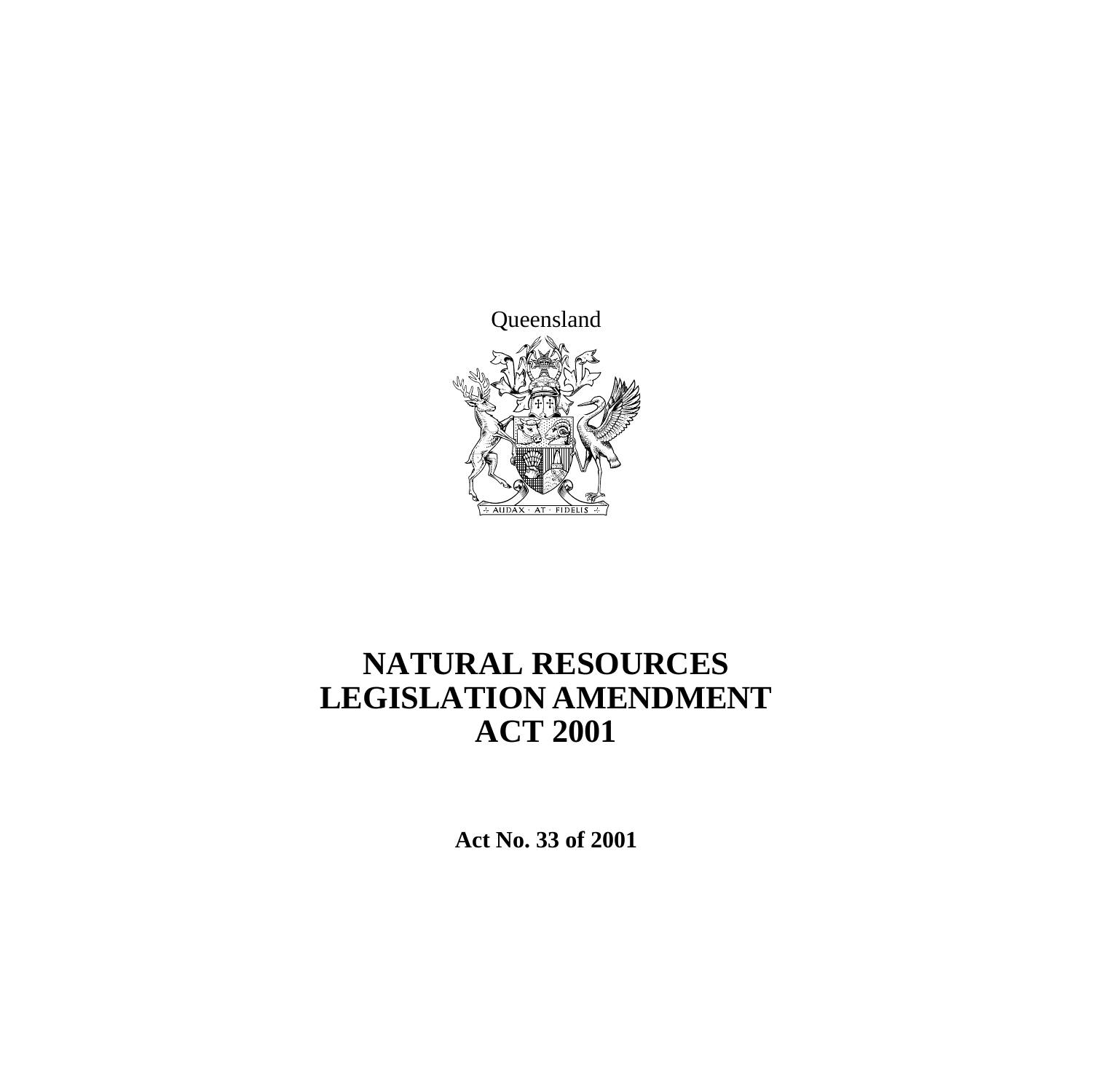Queensland

# NATURAL RESOURCES LEGISLATION AMENDMENT ACT 2001

**Act No. 33 of 2001**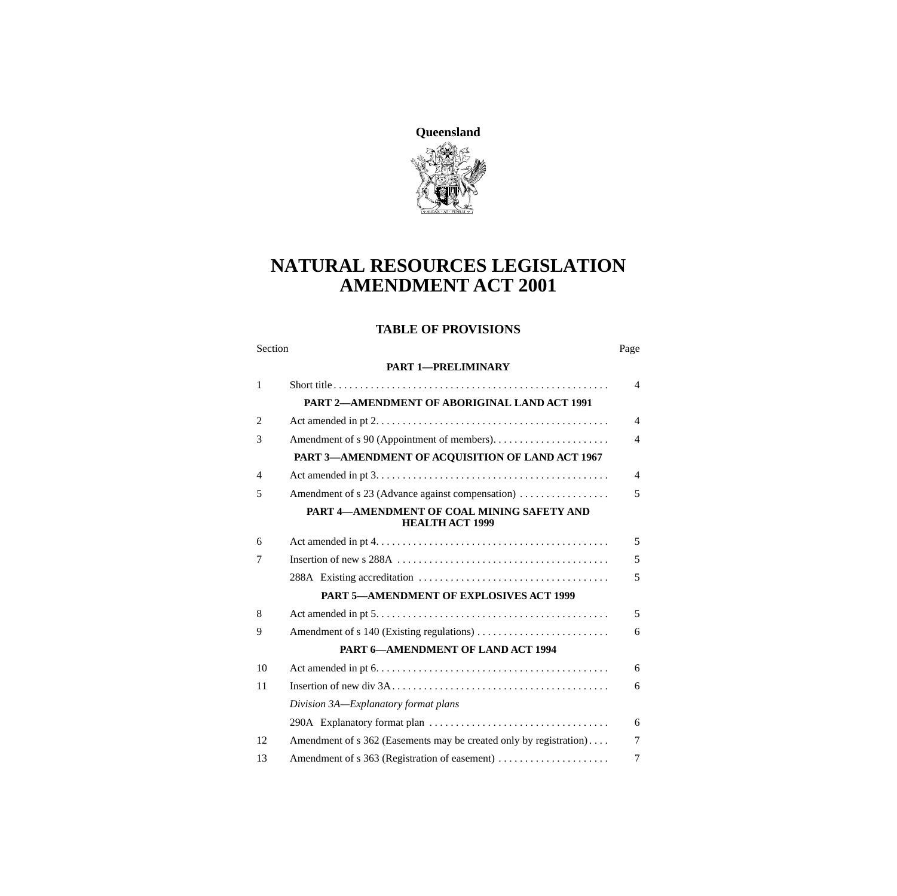**Queensland**

# NATURAL RESOURCES LEGISLATION AMENDMENT ACT 2001

## TABLE OF PROVISIONS

| Section | | Page |
|---|---|---|
| | **PART 1—PRELIMINARY** | |
| 1 | Short title | 4 |
| | **PART 2—AMENDMENT OF ABORIGINAL LAND ACT 1991** | |
| 2 | Act amended in pt 2 | 4 |
| 3 | Amendment of s 90 (Appointment of members) | 4 |
| | **PART 3—AMENDMENT OF ACQUISITION OF LAND ACT 1967** | |
| 4 | Act amended in pt 3 | 4 |
| 5 | Amendment of s 23 (Advance against compensation) | 5 |
| | **PART 4—AMENDMENT OF COAL MINING SAFETY AND HEALTH ACT 1999** | |
| 6 | Act amended in pt 4 | 5 |
| 7 | Insertion of new s 288A | 5 |
| | 288A Existing accreditation | 5 |
| | **PART 5—AMENDMENT OF EXPLOSIVES ACT 1999** | |
| 8 | Act amended in pt 5 | 5 |
| 9 | Amendment of s 140 (Existing regulations) | 6 |
| | **PART 6—AMENDMENT OF LAND ACT 1994** | |
| 10 | Act amended in pt 6 | 6 |
| 11 | Insertion of new div 3A | 6 |
| | *Division 3A—Explanatory format plans* | |
| | 290A Explanatory format plan | 6 |
| 12 | Amendment of s 362 (Easements may be created only by registration) | 7 |
| 13 | Amendment of s 363 (Registration of easement) | 7 |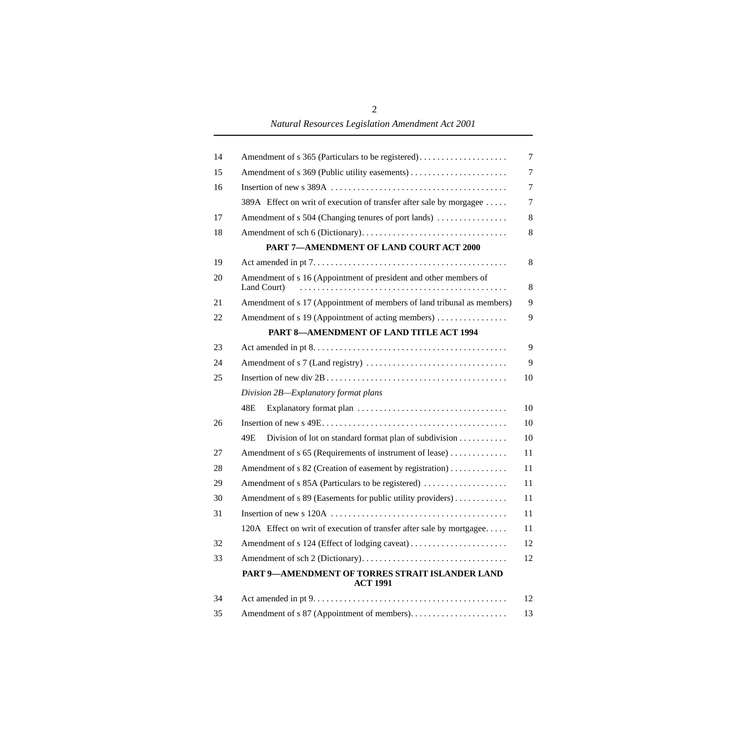| | | |
|---|---|---|
| 14 | Amendment of s 365 (Particulars to be registered) | 7 |
| 15 | Amendment of s 369 (Public utility easements) | 7 |
| 16 | Insertion of new s 389A | 7 |
| | 389A Effect on writ of execution of transfer after sale by morgagee | 7 |
| 17 | Amendment of s 504 (Changing tenures of port lands) | 8 |
| 18 | Amendment of sch 6 (Dictionary) | 8 |
| | **PART 7—AMENDMENT OF LAND COURT ACT 2000** | |
| 19 | Act amended in pt 7 | 8 |
| 20 | Amendment of s 16 (Appointment of president and other members of Land Court) | 8 |
| 21 | Amendment of s 17 (Appointment of members of land tribunal as members) | 9 |
| 22 | Amendment of s 19 (Appointment of acting members) | 9 |
| | **PART 8—AMENDMENT OF LAND TITLE ACT 1994** | |
| 23 | Act amended in pt 8 | 9 |
| 24 | Amendment of s 7 (Land registry) | 9 |
| 25 | Insertion of new div 2B | 10 |
| | *Division 2B—Explanatory format plans* | |
| | 48E Explanatory format plan | 10 |
| 26 | Insertion of new s 49E | 10 |
| | 49E Division of lot on standard format plan of subdivision | 10 |
| 27 | Amendment of s 65 (Requirements of instrument of lease) | 11 |
| 28 | Amendment of s 82 (Creation of easement by registration) | 11 |
| 29 | Amendment of s 85A (Particulars to be registered) | 11 |
| 30 | Amendment of s 89 (Easements for public utility providers) | 11 |
| 31 | Insertion of new s 120A | 11 |
| | 120A Effect on writ of execution of transfer after sale by mortgagee | 11 |
| 32 | Amendment of s 124 (Effect of lodging caveat) | 12 |
| 33 | Amendment of sch 2 (Dictionary) | 12 |
| | **PART 9—AMENDMENT OF TORRES STRAIT ISLANDER LAND ACT 1991** | |
| 34 | Act amended in pt 9 | 12 |
| 35 | Amendment of s 87 (Appointment of members) | 13 |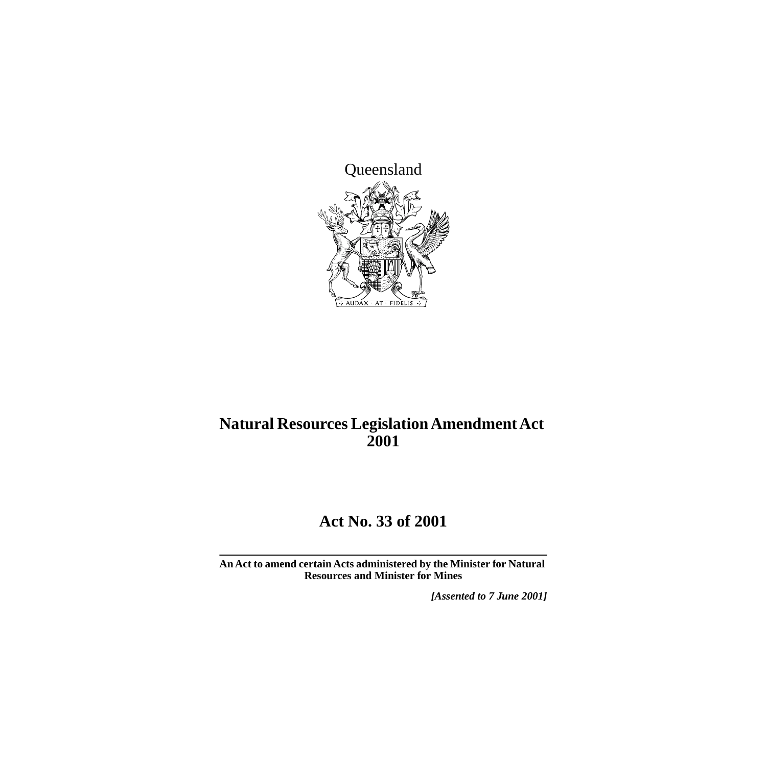Queensland

# Natural Resources Legislation Amendment Act 2001

## Act No. 33 of 2001

---

**An Act to amend certain Acts administered by the Minister for Natural Resources and Minister for Mines**

***[Assented to 7 June 2001]***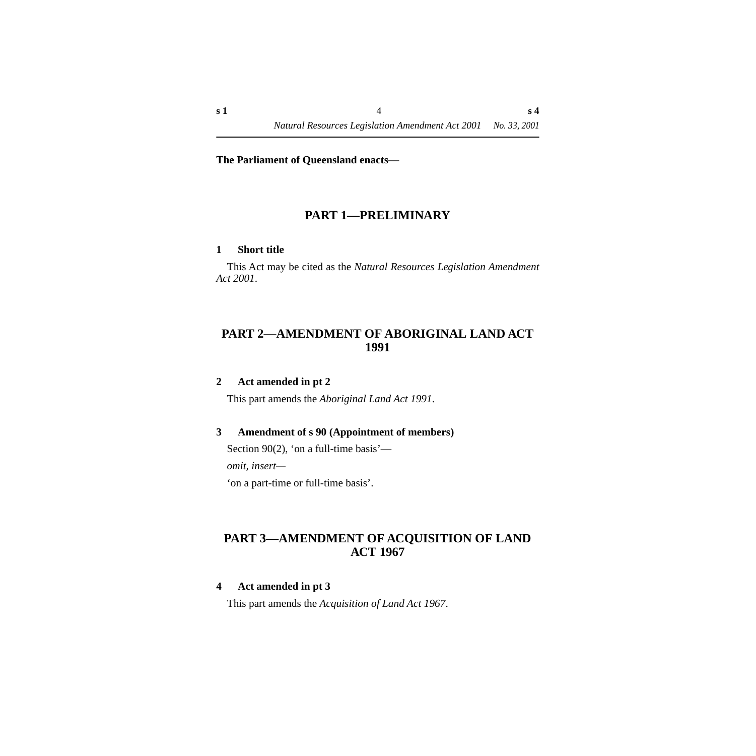**The Parliament of Queensland enacts—**

## PART 1—PRELIMINARY

### 1 Short title

This Act may be cited as the *Natural Resources Legislation Amendment Act 2001*.

## PART 2—AMENDMENT OF ABORIGINAL LAND ACT 1991

### 2 Act amended in pt 2

This part amends the *Aboriginal Land Act 1991*.

### 3 Amendment of s 90 (Appointment of members)

Section 90(2), 'on a full-time basis'—

*omit, insert—*

'on a part-time or full-time basis'.

## PART 3—AMENDMENT OF ACQUISITION OF LAND ACT 1967

### 4 Act amended in pt 3

This part amends the *Acquisition of Land Act 1967*.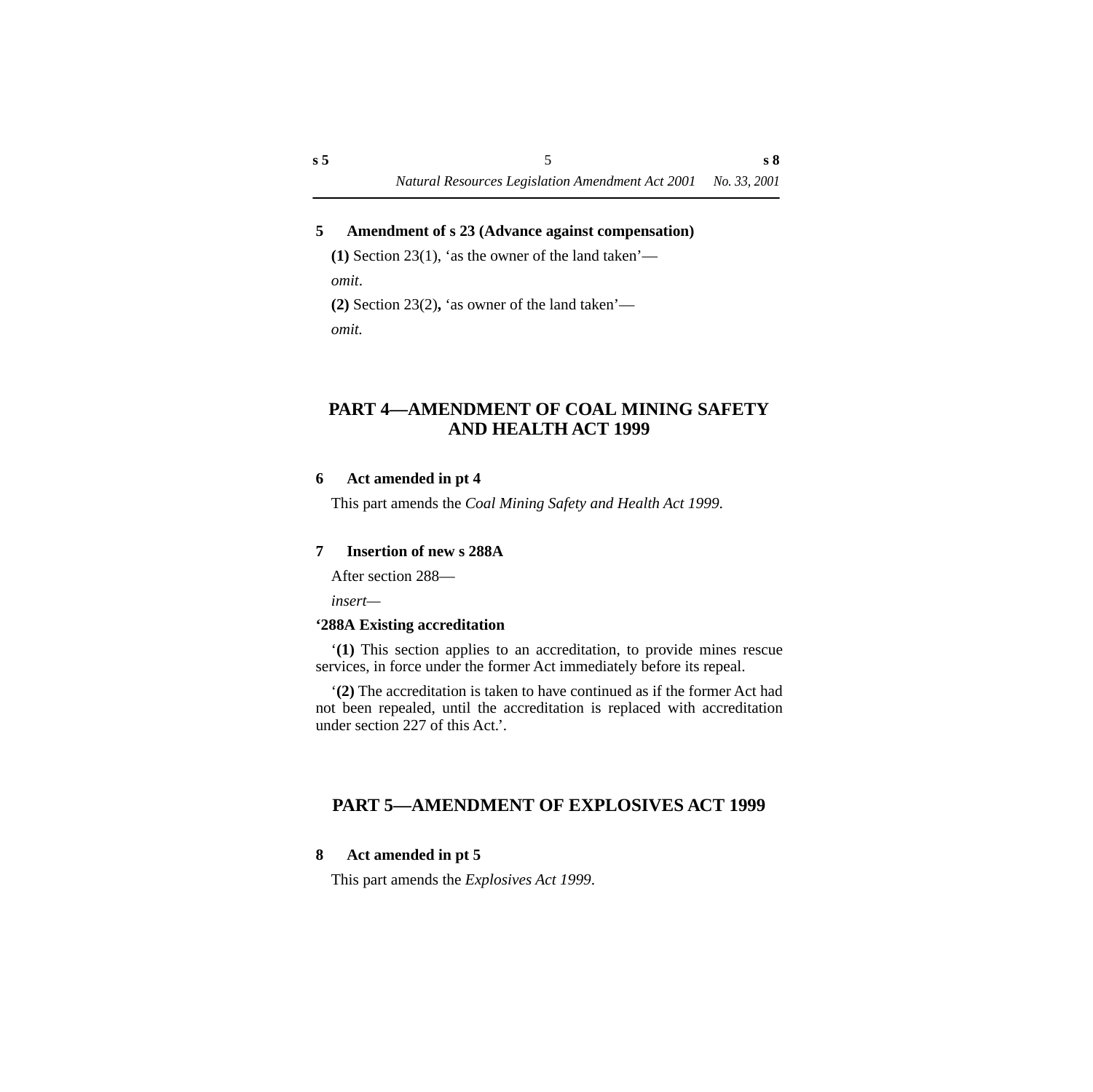### 5 Amendment of s 23 (Advance against compensation)

**(1)** Section 23(1), 'as the owner of the land taken'—

*omit*.

**(2)** Section 23(2)**,** 'as owner of the land taken'—

*omit.*

## PART 4—AMENDMENT OF COAL MINING SAFETY AND HEALTH ACT 1999

### 6 Act amended in pt 4

This part amends the *Coal Mining Safety and Health Act 1999*.

### 7 Insertion of new s 288A

After section 288—

*insert*—

**'288A Existing accreditation**

'**(1)** This section applies to an accreditation, to provide mines rescue services, in force under the former Act immediately before its repeal.

'**(2)** The accreditation is taken to have continued as if the former Act had not been repealed, until the accreditation is replaced with accreditation under section 227 of this Act.'.

## PART 5—AMENDMENT OF EXPLOSIVES ACT 1999

### 8 Act amended in pt 5

This part amends the *Explosives Act 1999*.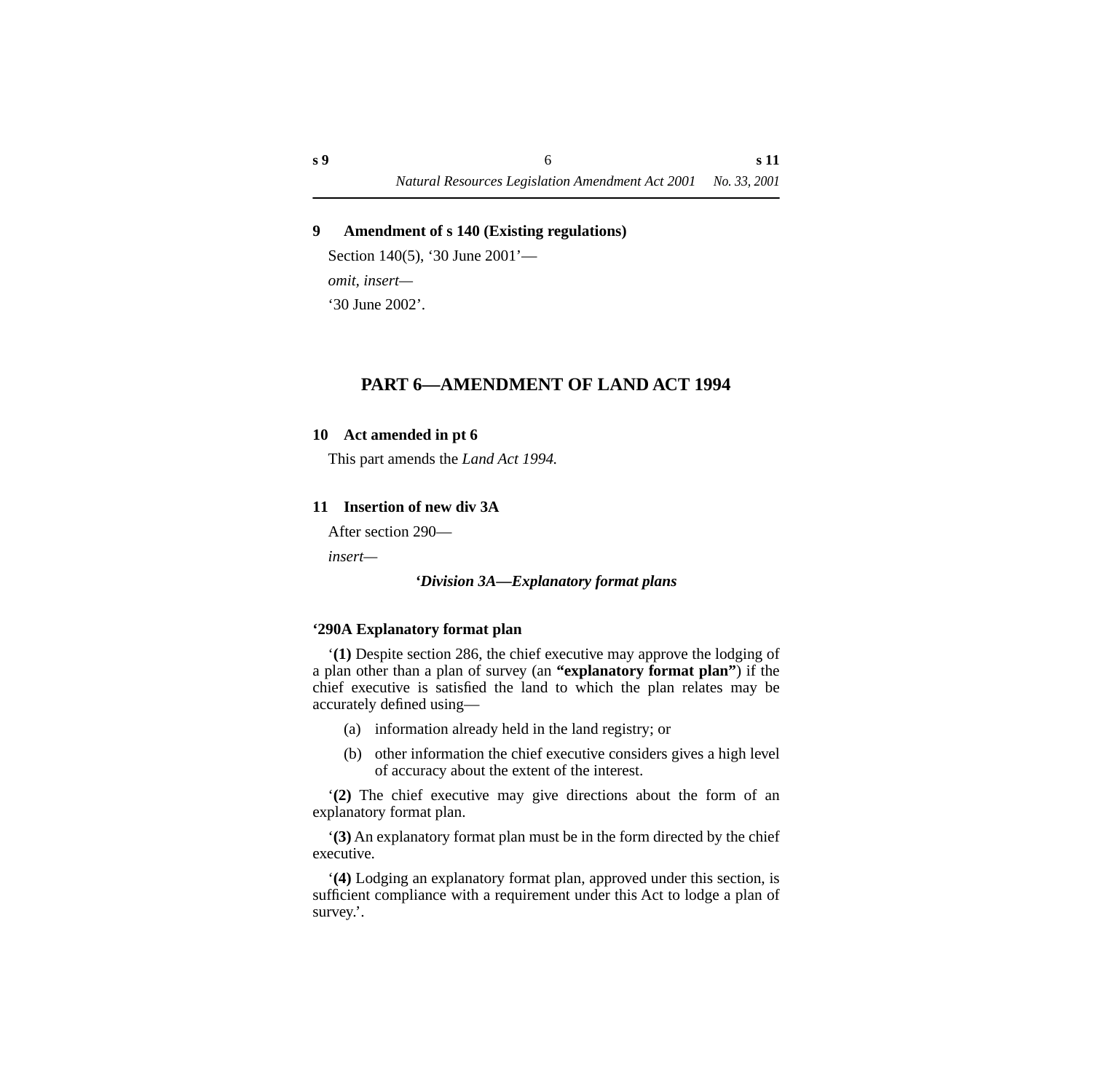**9 Amendment of s 140 (Existing regulations)**

Section 140(5), '30 June 2001'—

*omit, insert—*

'30 June 2002'.

## PART 6—AMENDMENT OF LAND ACT 1994

**10 Act amended in pt 6**

This part amends the *Land Act 1994.*

**11 Insertion of new div 3A**

After section 290—

*insert—*

***'Division 3A—Explanatory format plans***

**'290A Explanatory format plan**

'**(1)** Despite section 286, the chief executive may approve the lodging of a plan other than a plan of survey (an **"explanatory format plan"**) if the chief executive is satisfied the land to which the plan relates may be accurately defined using—

(a) information already held in the land registry; or

(b) other information the chief executive considers gives a high level of accuracy about the extent of the interest.

'**(2)** The chief executive may give directions about the form of an explanatory format plan.

'**(3)** An explanatory format plan must be in the form directed by the chief executive.

'**(4)** Lodging an explanatory format plan, approved under this section, is sufficient compliance with a requirement under this Act to lodge a plan of survey.'.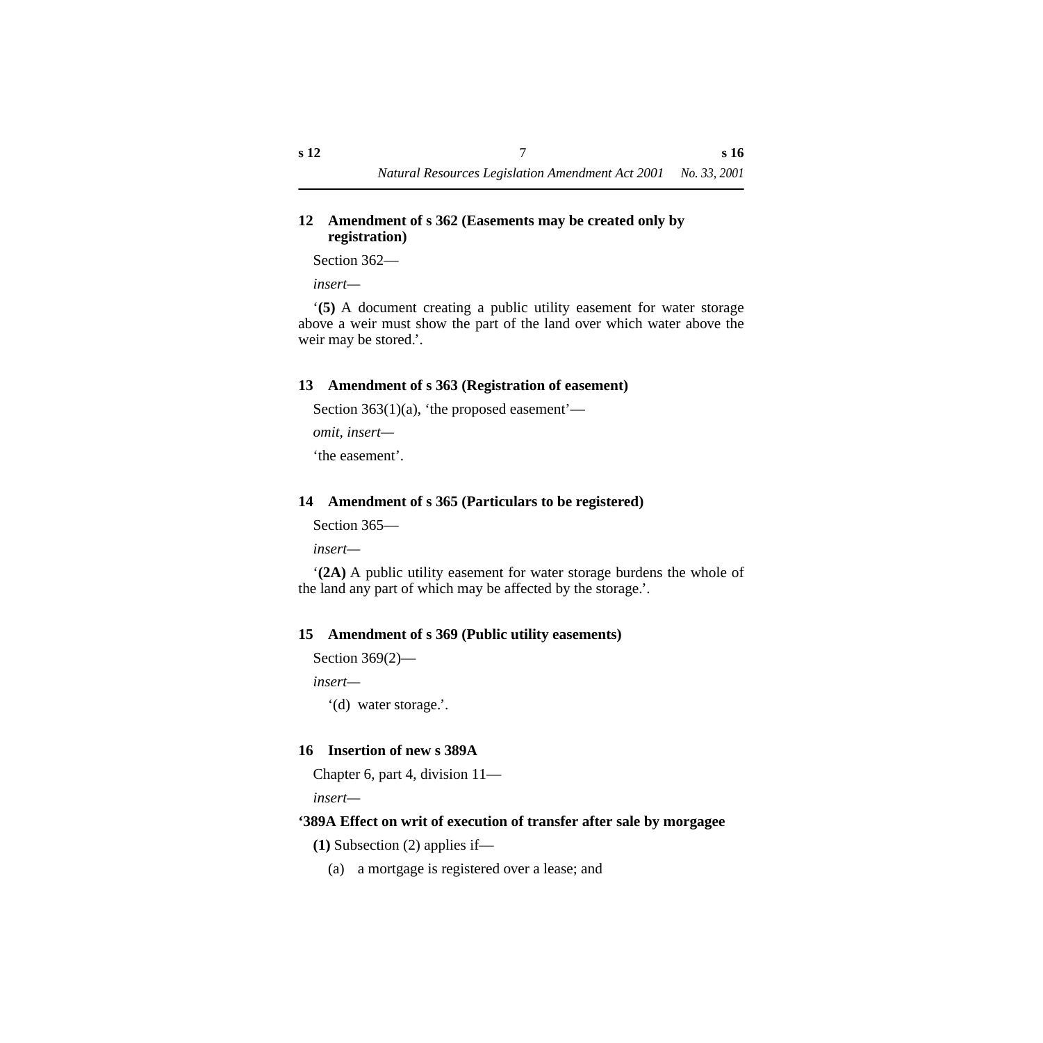### 12 Amendment of s 362 (Easements may be created only by registration)

Section 362—

*insert*—

'**(5)** A document creating a public utility easement for water storage above a weir must show the part of the land over which water above the weir may be stored.'.

### 13 Amendment of s 363 (Registration of easement)

Section 363(1)(a), 'the proposed easement'—

*omit, insert*—

'the easement'.

### 14 Amendment of s 365 (Particulars to be registered)

Section 365—

*insert*—

'**(2A)** A public utility easement for water storage burdens the whole of the land any part of which may be affected by the storage.'.

### 15 Amendment of s 369 (Public utility easements)

Section 369(2)—

*insert*—

'(d) water storage.'.

### 16 Insertion of new s 389A

Chapter 6, part 4, division 11—

*insert*—

**'389A Effect on writ of execution of transfer after sale by morgagee**

**(1)** Subsection (2) applies if—

(a) a mortgage is registered over a lease; and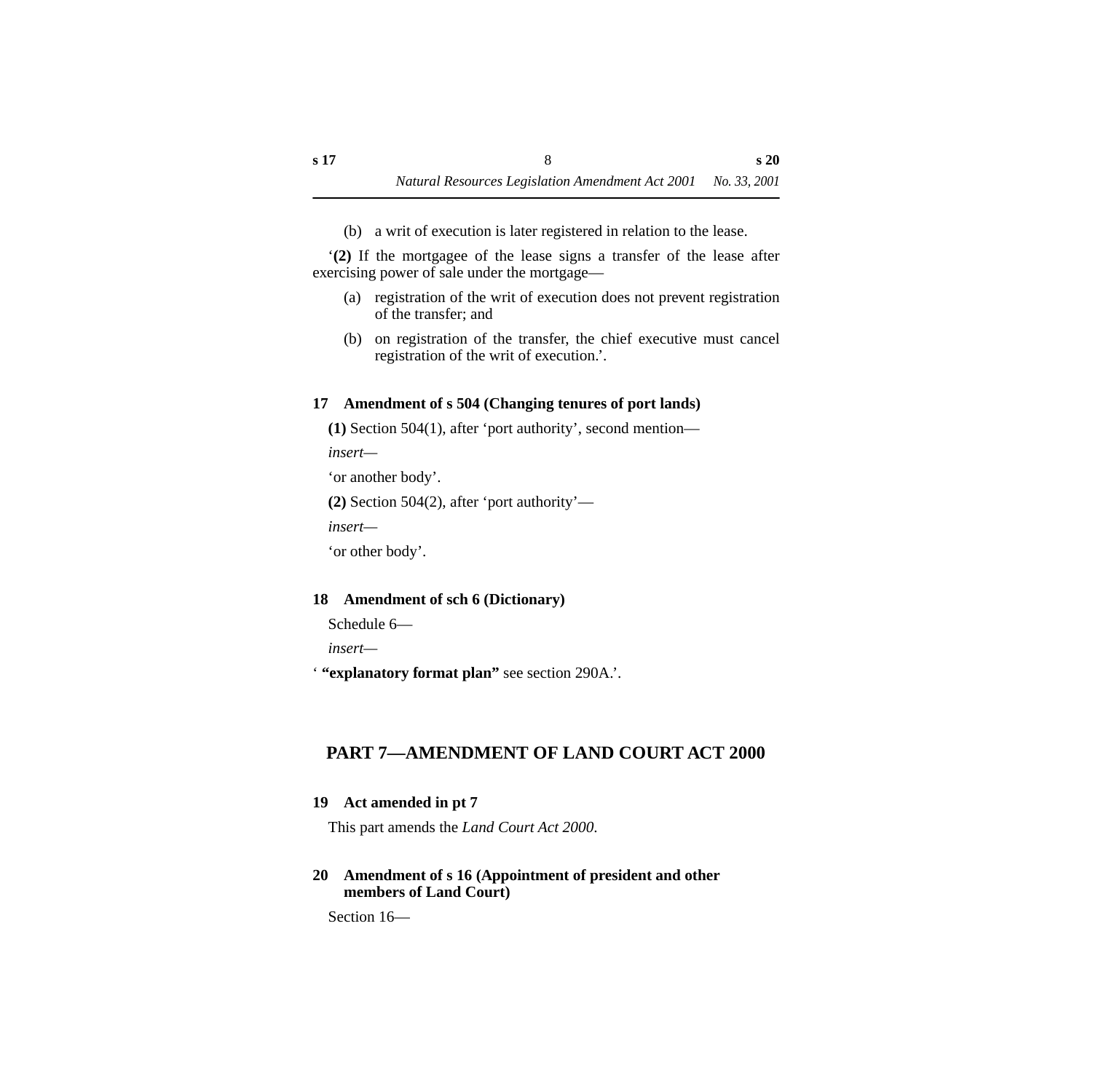(b) a writ of execution is later registered in relation to the lease.

'**(2)** If the mortgagee of the lease signs a transfer of the lease after exercising power of sale under the mortgage—

(a) registration of the writ of execution does not prevent registration of the transfer; and

(b) on registration of the transfer, the chief executive must cancel registration of the writ of execution.'.

### 17 Amendment of s 504 (Changing tenures of port lands)

**(1)** Section 504(1), after 'port authority', second mention—

*insert*—

'or another body'.

**(2)** Section 504(2), after 'port authority'—

*insert*—

'or other body'.

### 18 Amendment of sch 6 (Dictionary)

Schedule 6—

*insert*—

' **"explanatory format plan"** see section 290A.'.

## PART 7—AMENDMENT OF LAND COURT ACT 2000

### 19 Act amended in pt 7

This part amends the *Land Court Act 2000*.

### 20 Amendment of s 16 (Appointment of president and other members of Land Court)

Section 16—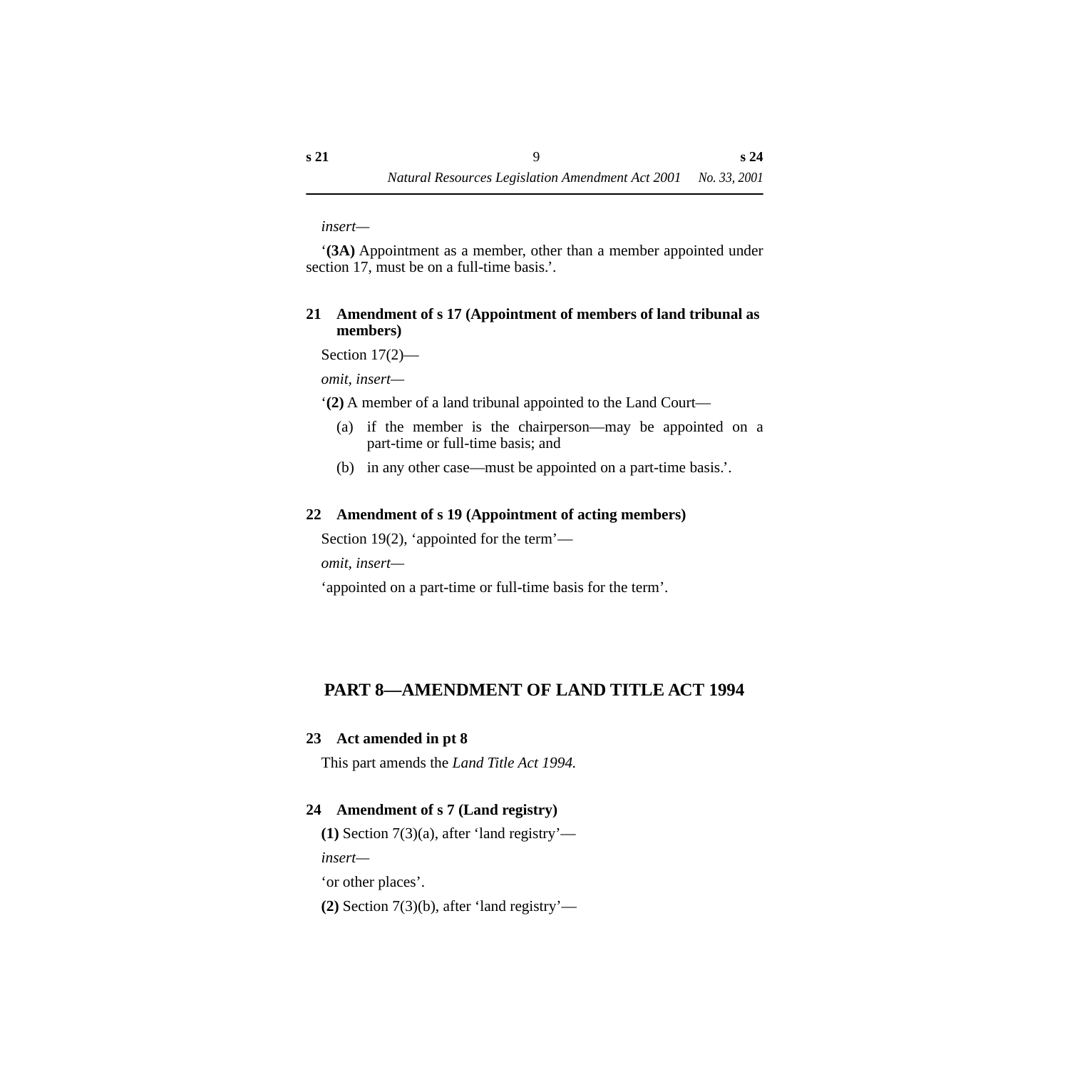*insert*—

'**(3A)** Appointment as a member, other than a member appointed under section 17, must be on a full-time basis.'.

### 21 Amendment of s 17 (Appointment of members of land tribunal as members)

Section 17(2)—

*omit, insert*—

'**(2)** A member of a land tribunal appointed to the Land Court—

(a) if the member is the chairperson—may be appointed on a part-time or full-time basis; and

(b) in any other case—must be appointed on a part-time basis.'.

### 22 Amendment of s 19 (Appointment of acting members)

Section 19(2), 'appointed for the term'—

*omit, insert*—

'appointed on a part-time or full-time basis for the term'.

## PART 8—AMENDMENT OF LAND TITLE ACT 1994

### 23 Act amended in pt 8

This part amends the *Land Title Act 1994.*

### 24 Amendment of s 7 (Land registry)

**(1)** Section 7(3)(a), after 'land registry'—

*insert*—

'or other places'.

**(2)** Section 7(3)(b), after 'land registry'—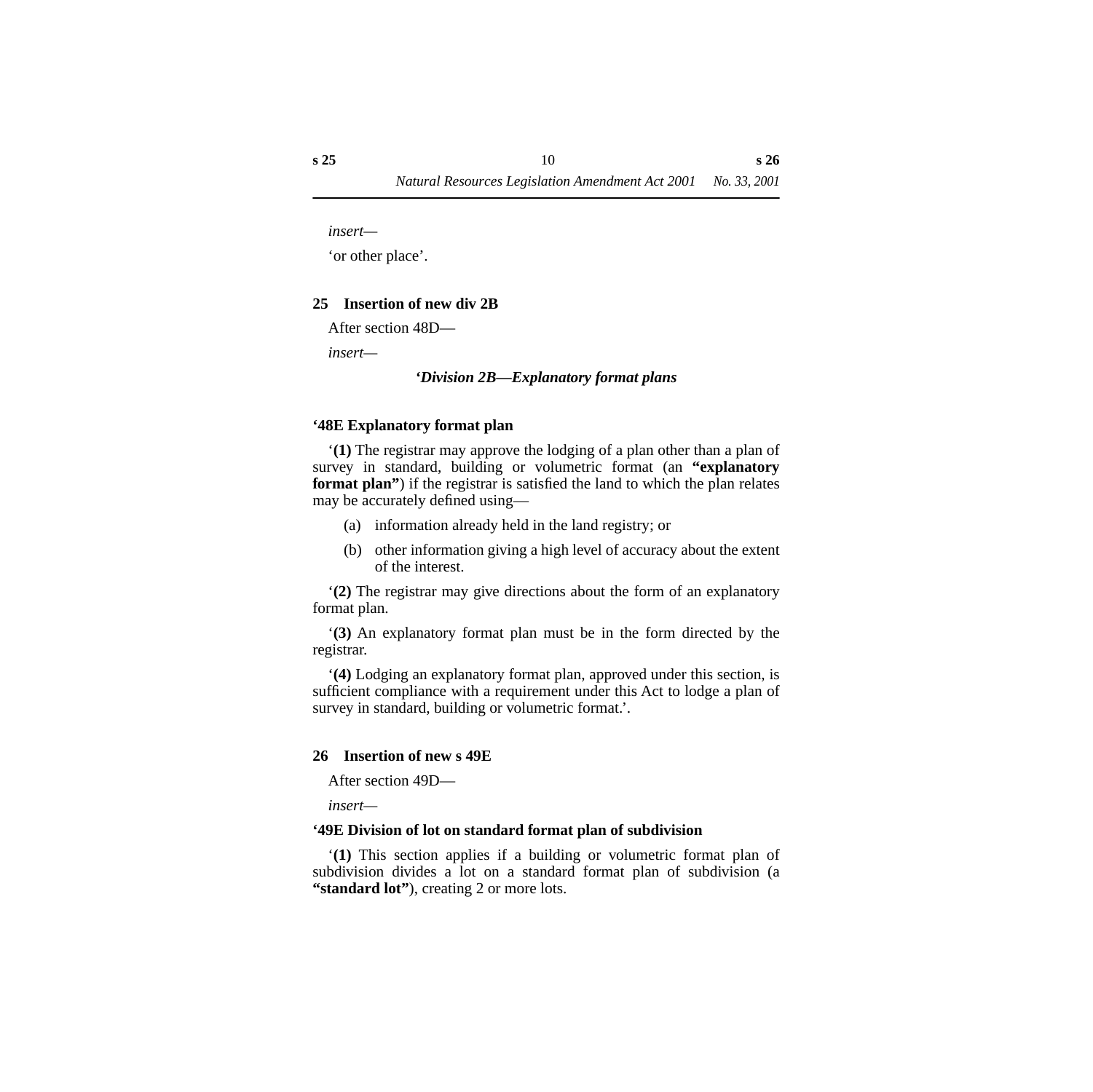*insert*—

'or other place'.

### 25 Insertion of new div 2B

After section 48D—

*insert*—

***'Division 2B—Explanatory format plans***

**'48E Explanatory format plan**

'**(1)** The registrar may approve the lodging of a plan other than a plan of survey in standard, building or volumetric format (an **"explanatory format plan"**) if the registrar is satisfied the land to which the plan relates may be accurately defined using—

(a) information already held in the land registry; or

(b) other information giving a high level of accuracy about the extent of the interest.

'**(2)** The registrar may give directions about the form of an explanatory format plan.

'**(3)** An explanatory format plan must be in the form directed by the registrar.

'**(4)** Lodging an explanatory format plan, approved under this section, is sufficient compliance with a requirement under this Act to lodge a plan of survey in standard, building or volumetric format.'.

### 26 Insertion of new s 49E

After section 49D—

*insert*—

**'49E Division of lot on standard format plan of subdivision**

'**(1)** This section applies if a building or volumetric format plan of subdivision divides a lot on a standard format plan of subdivision (a **"standard lot"**), creating 2 or more lots.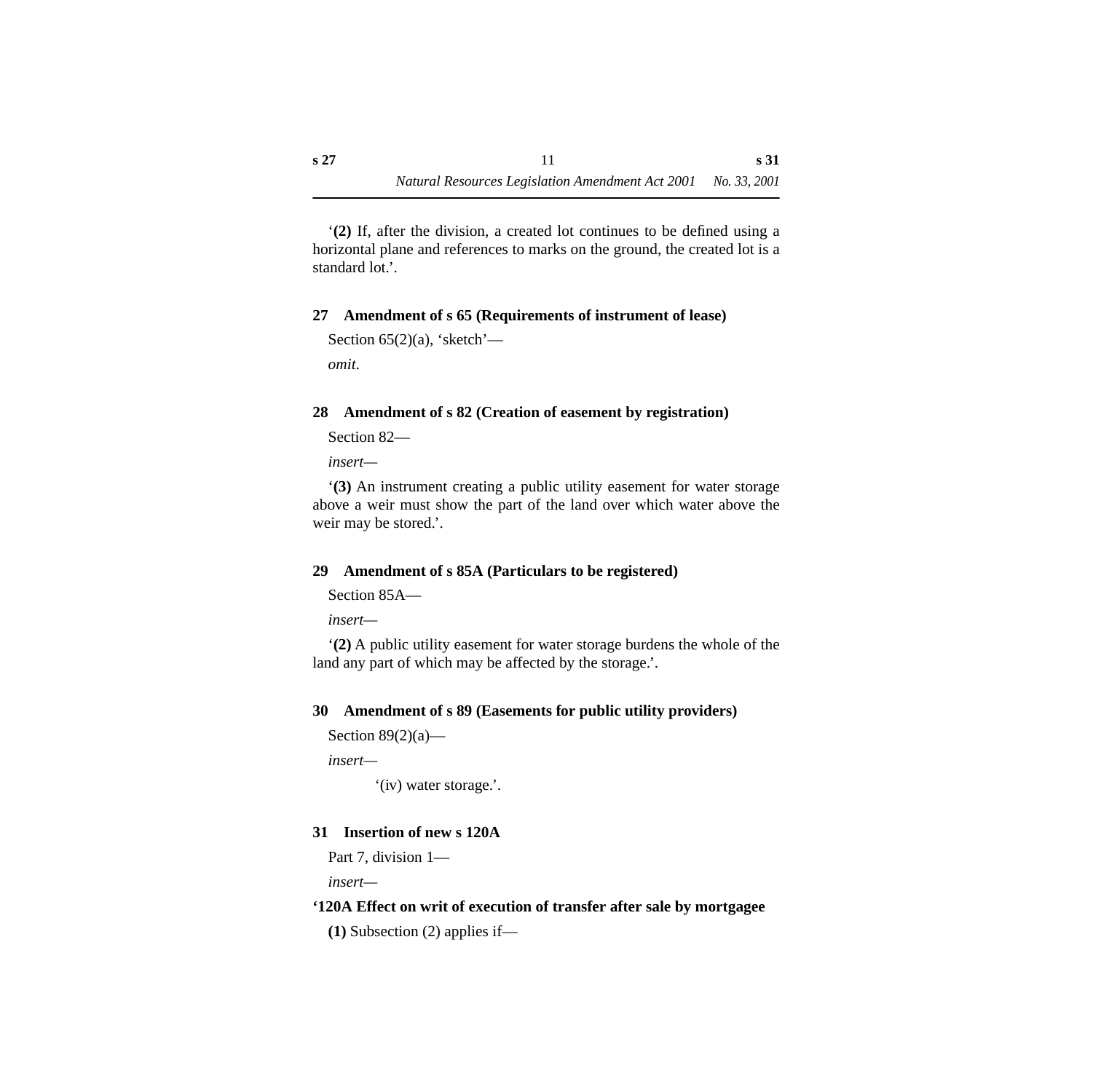'**(2)** If, after the division, a created lot continues to be defined using a horizontal plane and references to marks on the ground, the created lot is a standard lot.'.

### 27 Amendment of s 65 (Requirements of instrument of lease)

Section 65(2)(a), 'sketch'—

*omit.*

### 28 Amendment of s 82 (Creation of easement by registration)

Section 82—

*insert*—

'**(3)** An instrument creating a public utility easement for water storage above a weir must show the part of the land over which water above the weir may be stored.'.

### 29 Amendment of s 85A (Particulars to be registered)

Section 85A—

*insert*—

'**(2)** A public utility easement for water storage burdens the whole of the land any part of which may be affected by the storage.'.

### 30 Amendment of s 89 (Easements for public utility providers)

Section 89(2)(a)—

*insert*—

'(iv) water storage.'.

### 31 Insertion of new s 120A

Part 7, division 1—

*insert*—

**'120A Effect on writ of execution of transfer after sale by mortgagee**

**(1)** Subsection (2) applies if—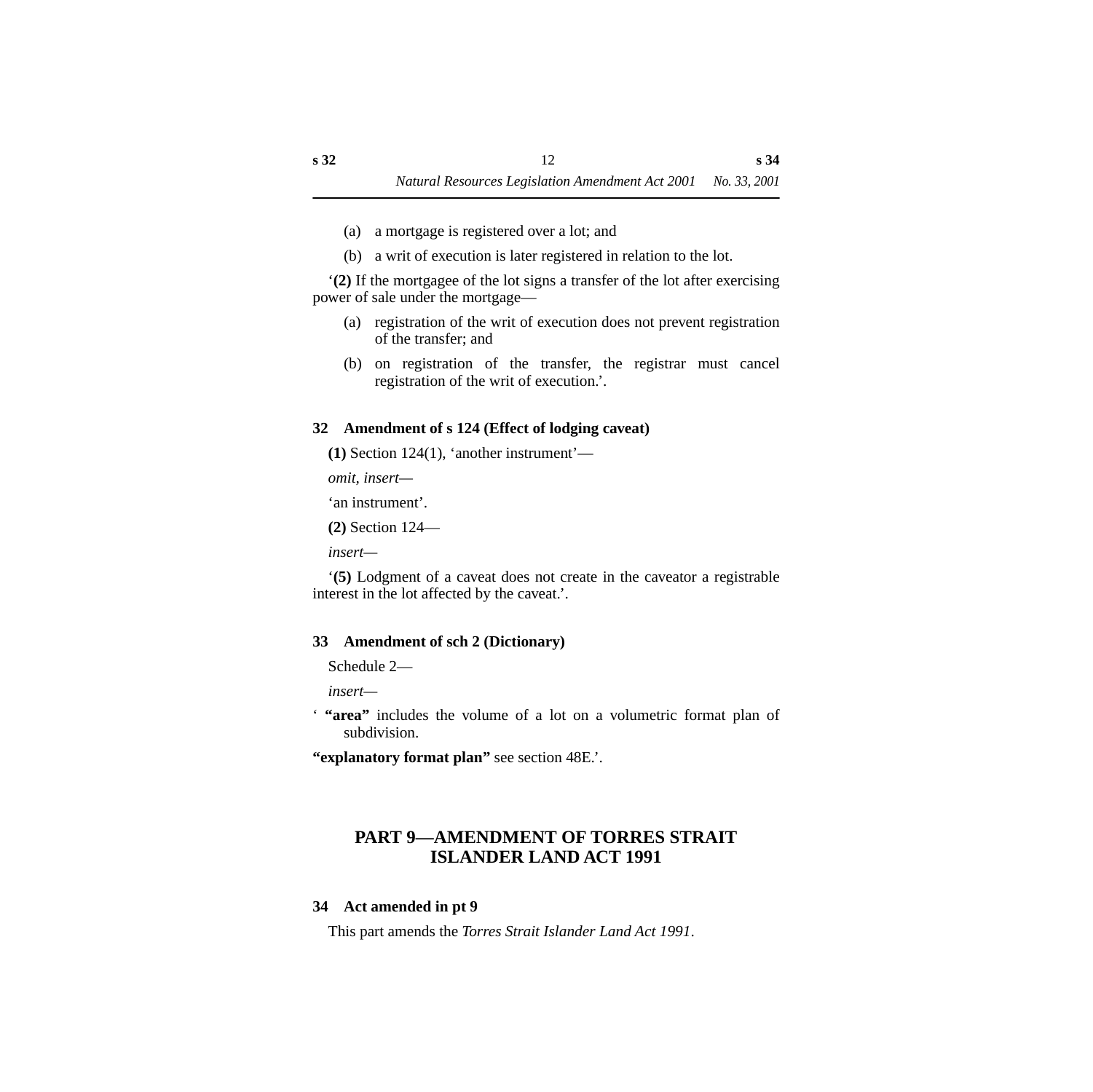(a) a mortgage is registered over a lot; and

(b) a writ of execution is later registered in relation to the lot.

‘**(2)** If the mortgagee of the lot signs a transfer of the lot after exercising power of sale under the mortgage—

(a) registration of the writ of execution does not prevent registration of the transfer; and

(b) on registration of the transfer, the registrar must cancel registration of the writ of execution.’.

### 32 Amendment of s 124 (Effect of lodging caveat)

**(1)** Section 124(1), ‘another instrument’—

*omit, insert*—

‘an instrument’.

**(2)** Section 124—

*insert*—

‘**(5)** Lodgment of a caveat does not create in the caveator a registrable interest in the lot affected by the caveat.’.

### 33 Amendment of sch 2 (Dictionary)

Schedule 2—

*insert*—

‘ **“area”** includes the volume of a lot on a volumetric format plan of subdivision.

**“explanatory format plan”** see section 48E.’.

## PART 9—AMENDMENT OF TORRES STRAIT ISLANDER LAND ACT 1991

### 34 Act amended in pt 9

This part amends the *Torres Strait Islander Land Act 1991*.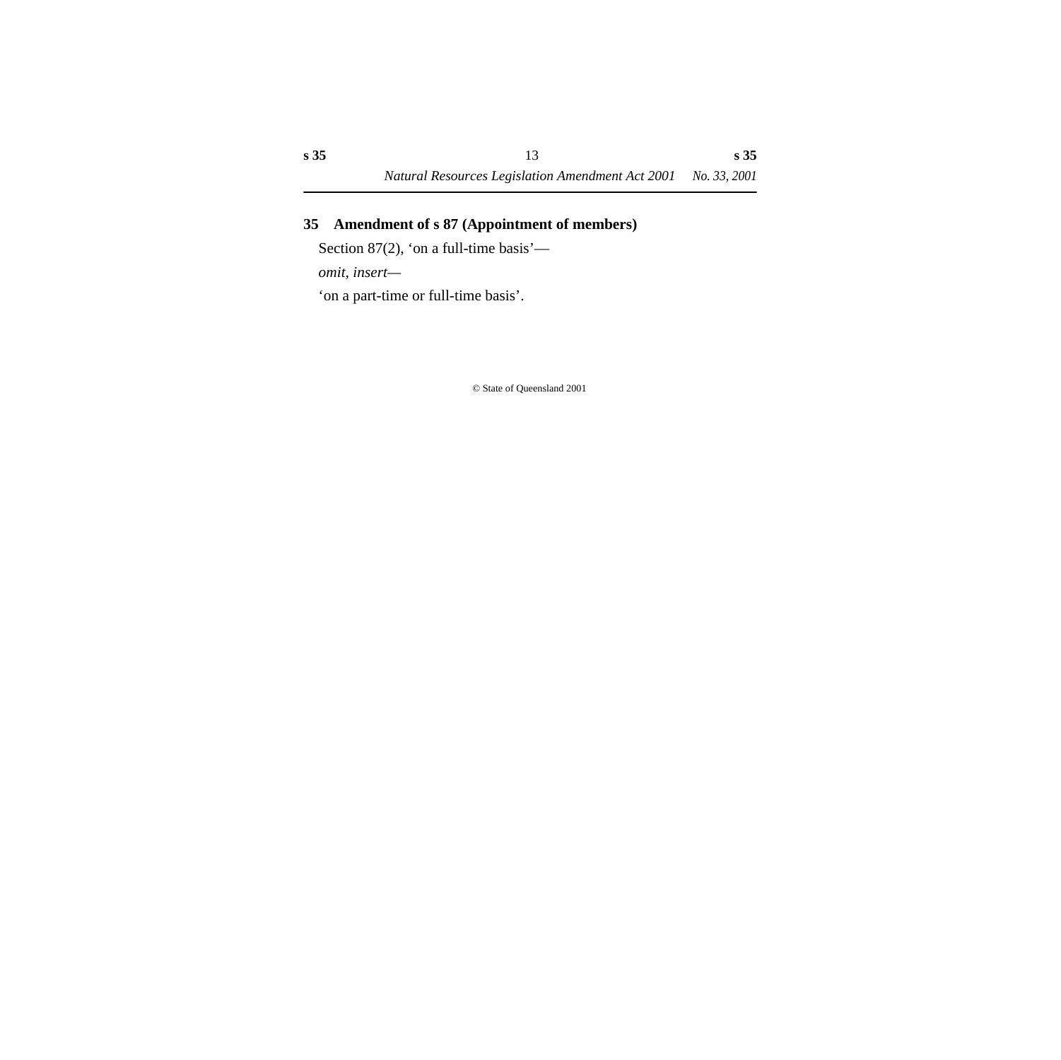### 35 Amendment of s 87 (Appointment of members)

Section 87(2), 'on a full-time basis'—

*omit, insert*—

'on a part-time or full-time basis'.

© State of Queensland 2001